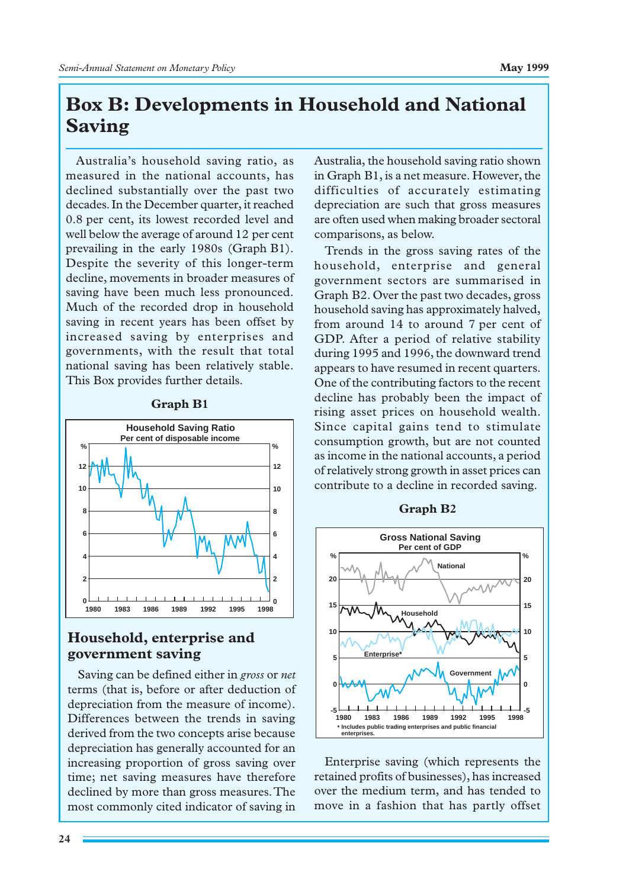# Box B: Developments in Household and National Saving

Australia's household saving ratio, as measured in the national accounts, has declined substantially over the past two decades. In the December quarter, it reached 0.8 per cent, its lowest recorded level and well below the average of around 12 per cent prevailing in the early 1980s (Graph B1). Despite the severity of this longer-term decline, movements in broader measures of saving have been much less pronounced. Much of the recorded drop in household saving in recent years has been offset by increased saving by enterprises and governments, with the result that total national saving has been relatively stable. This Box provides further details.

**Graph B1**

Household Saving Ratio
Per cent of disposable income

## Household, enterprise and government saving

Saving can be defined either in *gross* or *net* terms (that is, before or after deduction of depreciation from the measure of income). Differences between the trends in saving derived from the two concepts arise because depreciation has generally accounted for an increasing proportion of gross saving over time; net saving measures have therefore declined by more than gross measures. The most commonly cited indicator of saving in Australia, the household saving ratio shown in Graph B1, is a net measure. However, the difficulties of accurately estimating depreciation are such that gross measures are often used when making broader sectoral comparisons, as below.

Trends in the gross saving rates of the household, enterprise and general government sectors are summarised in Graph B2. Over the past two decades, gross household saving has approximately halved, from around 14 to around 7 per cent of GDP. After a period of relative stability during 1995 and 1996, the downward trend appears to have resumed in recent quarters. One of the contributing factors to the recent decline has probably been the impact of rising asset prices on household wealth. Since capital gains tend to stimulate consumption growth, but are not counted as income in the national accounts, a period of relatively strong growth in asset prices can contribute to a decline in recorded saving.

**Graph B2**

Gross National Saving
Per cent of GDP

\* Includes public trading enterprises and public financial enterprises.

Enterprise saving (which represents the retained profits of businesses), has increased over the medium term, and has tended to move in a fashion that has partly offset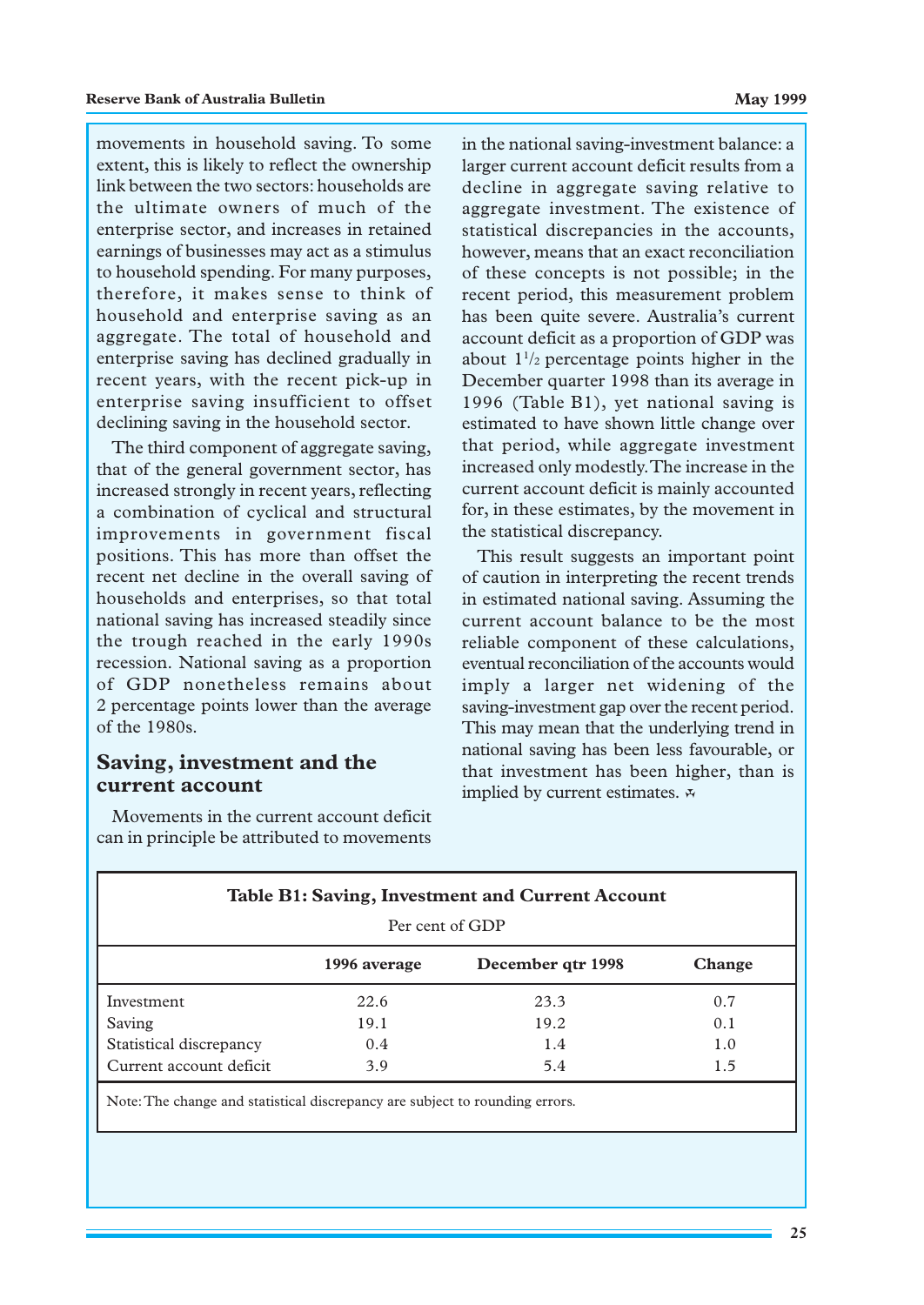movements in household saving. To some extent, this is likely to reflect the ownership link between the two sectors: households are the ultimate owners of much of the enterprise sector, and increases in retained earnings of businesses may act as a stimulus to household spending. For many purposes, therefore, it makes sense to think of household and enterprise saving as an aggregate. The total of household and enterprise saving has declined gradually in recent years, with the recent pick-up in enterprise saving insufficient to offset declining saving in the household sector.

The third component of aggregate saving, that of the general government sector, has increased strongly in recent years, reflecting a combination of cyclical and structural improvements in government fiscal positions. This has more than offset the recent net decline in the overall saving of households and enterprises, so that total national saving has increased steadily since the trough reached in the early 1990s recession. National saving as a proportion of GDP nonetheless remains about 2 percentage points lower than the average of the 1980s.

## Saving, investment and the current account

Movements in the current account deficit can in principle be attributed to movements in the national saving-investment balance: a larger current account deficit results from a decline in aggregate saving relative to aggregate investment. The existence of statistical discrepancies in the accounts, however, means that an exact reconciliation of these concepts is not possible; in the recent period, this measurement problem has been quite severe. Australia's current account deficit as a proportion of GDP was about $1^1/_2$ percentage points higher in the December quarter 1998 than its average in 1996 (Table B1), yet national saving is estimated to have shown little change over that period, while aggregate investment increased only modestly. The increase in the current account deficit is mainly accounted for, in these estimates, by the movement in the statistical discrepancy.

This result suggests an important point of caution in interpreting the recent trends in estimated national saving. Assuming the current account balance to be the most reliable component of these calculations, eventual reconciliation of the accounts would imply a larger net widening of the saving-investment gap over the recent period. This may mean that the underlying trend in national saving has been less favourable, or that investment has been higher, than is implied by current estimates.

**Table B1: Saving, Investment and Current Account**

Per cent of GDP

| | 1996 average | December qtr 1998 | Change |
|---|---|---|---|
| Investment | 22.6 | 23.3 | 0.7 |
| Saving | 19.1 | 19.2 | 0.1 |
| Statistical discrepancy | 0.4 | 1.4 | 1.0 |
| Current account deficit | 3.9 | 5.4 | 1.5 |

Note: The change and statistical discrepancy are subject to rounding errors.